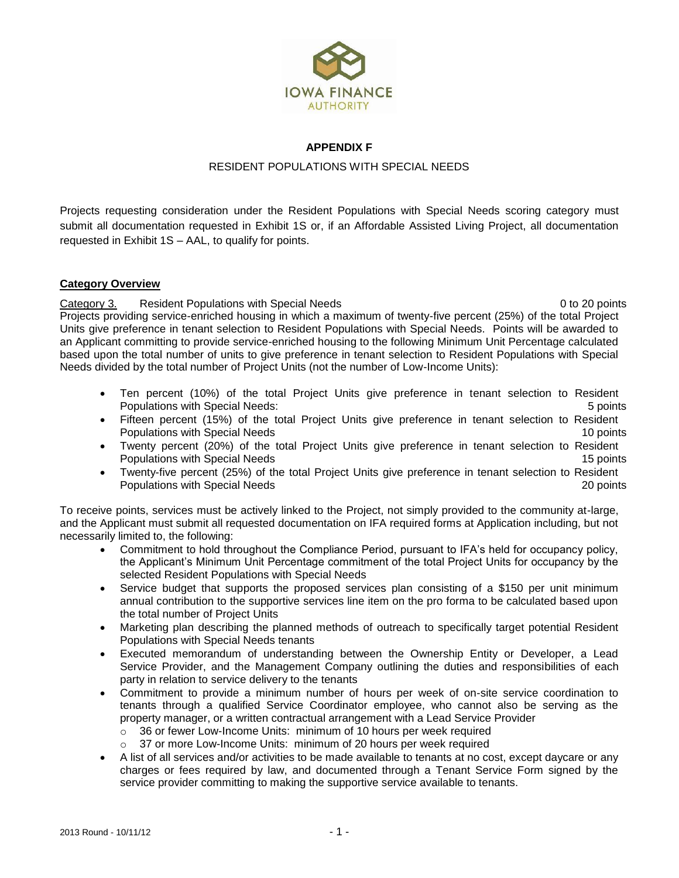# APPENDIX F

## RESIDENT POPULATIONS WITH SPECIAL NEEDS

Projects requesting consideration under the Resident Populations with Special Needs scoring category must submit all documentation requested in Exhibit 1S or, if an Affordable Assisted Living Project, all documentation requested in Exhibit 1S – AAL, to qualify for points.

### Category Overview

Category 3. Resident Populations with Special Needs 0 to 20 points

Projects providing service-enriched housing in which a maximum of twenty-five percent (25%) of the total Project Units give preference in tenant selection to Resident Populations with Special Needs. Points will be awarded to an Applicant committing to provide service-enriched housing to the following Minimum Unit Percentage calculated based upon the total number of units to give preference in tenant selection to Resident Populations with Special Needs divided by the total number of Project Units (not the number of Low-Income Units):

- Ten percent (10%) of the total Project Units give preference in tenant selection to Resident Populations with Special Needs: 5 points
- Fifteen percent (15%) of the total Project Units give preference in tenant selection to Resident Populations with Special Needs 10 points
- Twenty percent (20%) of the total Project Units give preference in tenant selection to Resident Populations with Special Needs 15 points
- Twenty-five percent (25%) of the total Project Units give preference in tenant selection to Resident Populations with Special Needs 20 points

To receive points, services must be actively linked to the Project, not simply provided to the community at-large, and the Applicant must submit all requested documentation on IFA required forms at Application including, but not necessarily limited to, the following:

- Commitment to hold throughout the Compliance Period, pursuant to IFA's held for occupancy policy, the Applicant's Minimum Unit Percentage commitment of the total Project Units for occupancy by the selected Resident Populations with Special Needs
- Service budget that supports the proposed services plan consisting of a \$150 per unit minimum annual contribution to the supportive services line item on the pro forma to be calculated based upon the total number of Project Units
- Marketing plan describing the planned methods of outreach to specifically target potential Resident Populations with Special Needs tenants
- Executed memorandum of understanding between the Ownership Entity or Developer, a Lead Service Provider, and the Management Company outlining the duties and responsibilities of each party in relation to service delivery to the tenants
- Commitment to provide a minimum number of hours per week of on-site service coordination to tenants through a qualified Service Coordinator employee, who cannot also be serving as the property manager, or a written contractual arrangement with a Lead Service Provider
  - 36 or fewer Low-Income Units: minimum of 10 hours per week required
  - 37 or more Low-Income Units: minimum of 20 hours per week required
- A list of all services and/or activities to be made available to tenants at no cost, except daycare or any charges or fees required by law, and documented through a Tenant Service Form signed by the service provider committing to making the supportive service available to tenants.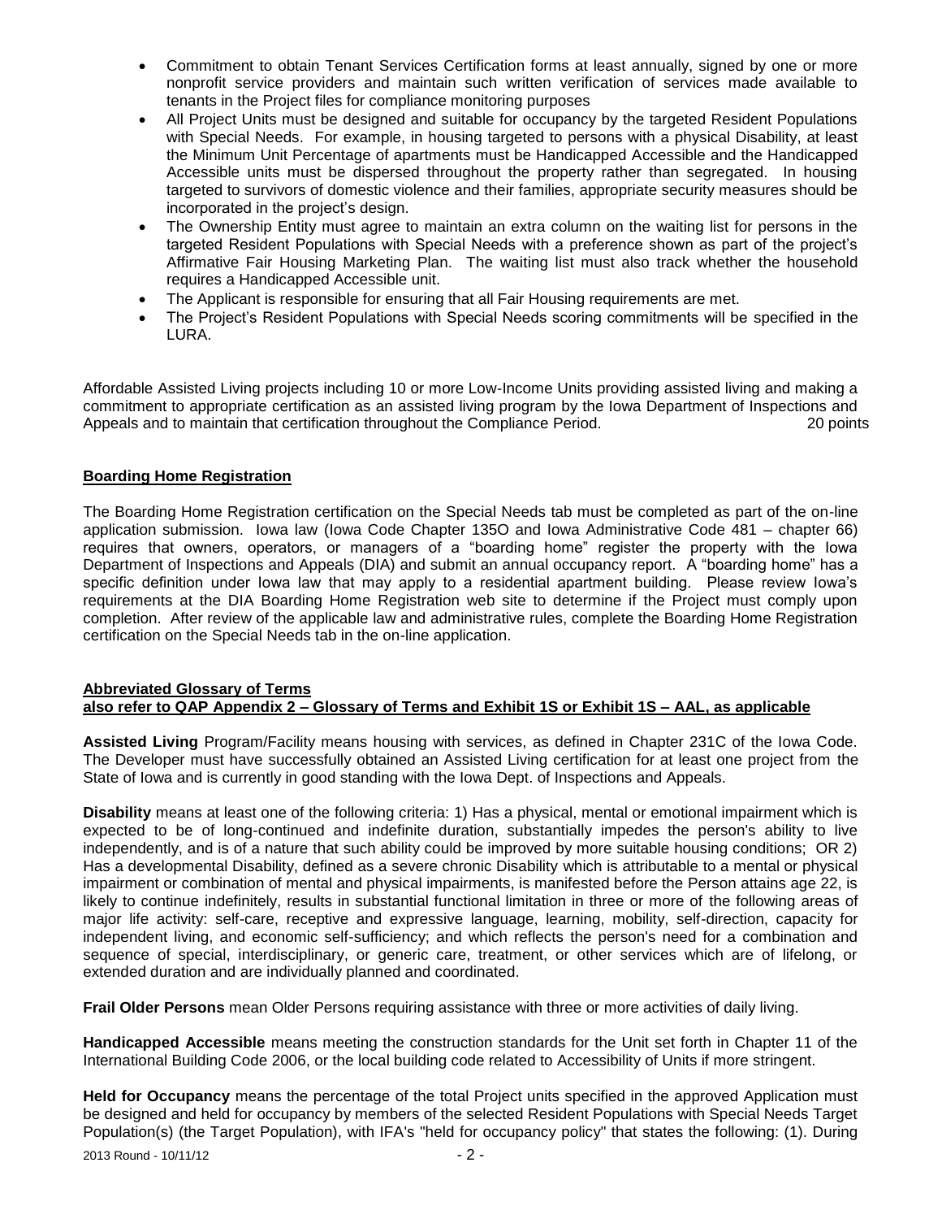- Commitment to obtain Tenant Services Certification forms at least annually, signed by one or more nonprofit service providers and maintain such written verification of services made available to tenants in the Project files for compliance monitoring purposes
- All Project Units must be designed and suitable for occupancy by the targeted Resident Populations with Special Needs. For example, in housing targeted to persons with a physical Disability, at least the Minimum Unit Percentage of apartments must be Handicapped Accessible and the Handicapped Accessible units must be dispersed throughout the property rather than segregated. In housing targeted to survivors of domestic violence and their families, appropriate security measures should be incorporated in the project's design.
- The Ownership Entity must agree to maintain an extra column on the waiting list for persons in the targeted Resident Populations with Special Needs with a preference shown as part of the project's Affirmative Fair Housing Marketing Plan. The waiting list must also track whether the household requires a Handicapped Accessible unit.
- The Applicant is responsible for ensuring that all Fair Housing requirements are met.
- The Project's Resident Populations with Special Needs scoring commitments will be specified in the LURA.

Affordable Assisted Living projects including 10 or more Low-Income Units providing assisted living and making a commitment to appropriate certification as an assisted living program by the Iowa Department of Inspections and Appeals and to maintain that certification throughout the Compliance Period. 20 points

**Boarding Home Registration**

The Boarding Home Registration certification on the Special Needs tab must be completed as part of the on-line application submission. Iowa law (Iowa Code Chapter 135O and Iowa Administrative Code 481 – chapter 66) requires that owners, operators, or managers of a "boarding home" register the property with the Iowa Department of Inspections and Appeals (DIA) and submit an annual occupancy report. A "boarding home" has a specific definition under Iowa law that may apply to a residential apartment building. Please review Iowa's requirements at the DIA Boarding Home Registration web site to determine if the Project must comply upon completion. After review of the applicable law and administrative rules, complete the Boarding Home Registration certification on the Special Needs tab in the on-line application.

**Abbreviated Glossary of Terms**
**also refer to QAP Appendix 2 – Glossary of Terms and Exhibit 1S or Exhibit 1S – AAL, as applicable**

**Assisted Living** Program/Facility means housing with services, as defined in Chapter 231C of the Iowa Code. The Developer must have successfully obtained an Assisted Living certification for at least one project from the State of Iowa and is currently in good standing with the Iowa Dept. of Inspections and Appeals.

**Disability** means at least one of the following criteria: 1) Has a physical, mental or emotional impairment which is expected to be of long-continued and indefinite duration, substantially impedes the person's ability to live independently, and is of a nature that such ability could be improved by more suitable housing conditions; OR 2) Has a developmental Disability, defined as a severe chronic Disability which is attributable to a mental or physical impairment or combination of mental and physical impairments, is manifested before the Person attains age 22, is likely to continue indefinitely, results in substantial functional limitation in three or more of the following areas of major life activity: self-care, receptive and expressive language, learning, mobility, self-direction, capacity for independent living, and economic self-sufficiency; and which reflects the person's need for a combination and sequence of special, interdisciplinary, or generic care, treatment, or other services which are of lifelong, or extended duration and are individually planned and coordinated.

**Frail Older Persons** mean Older Persons requiring assistance with three or more activities of daily living.

**Handicapped Accessible** means meeting the construction standards for the Unit set forth in Chapter 11 of the International Building Code 2006, or the local building code related to Accessibility of Units if more stringent.

**Held for Occupancy** means the percentage of the total Project units specified in the approved Application must be designed and held for occupancy by members of the selected Resident Populations with Special Needs Target Population(s) (the Target Population), with IFA's "held for occupancy policy" that states the following: (1). During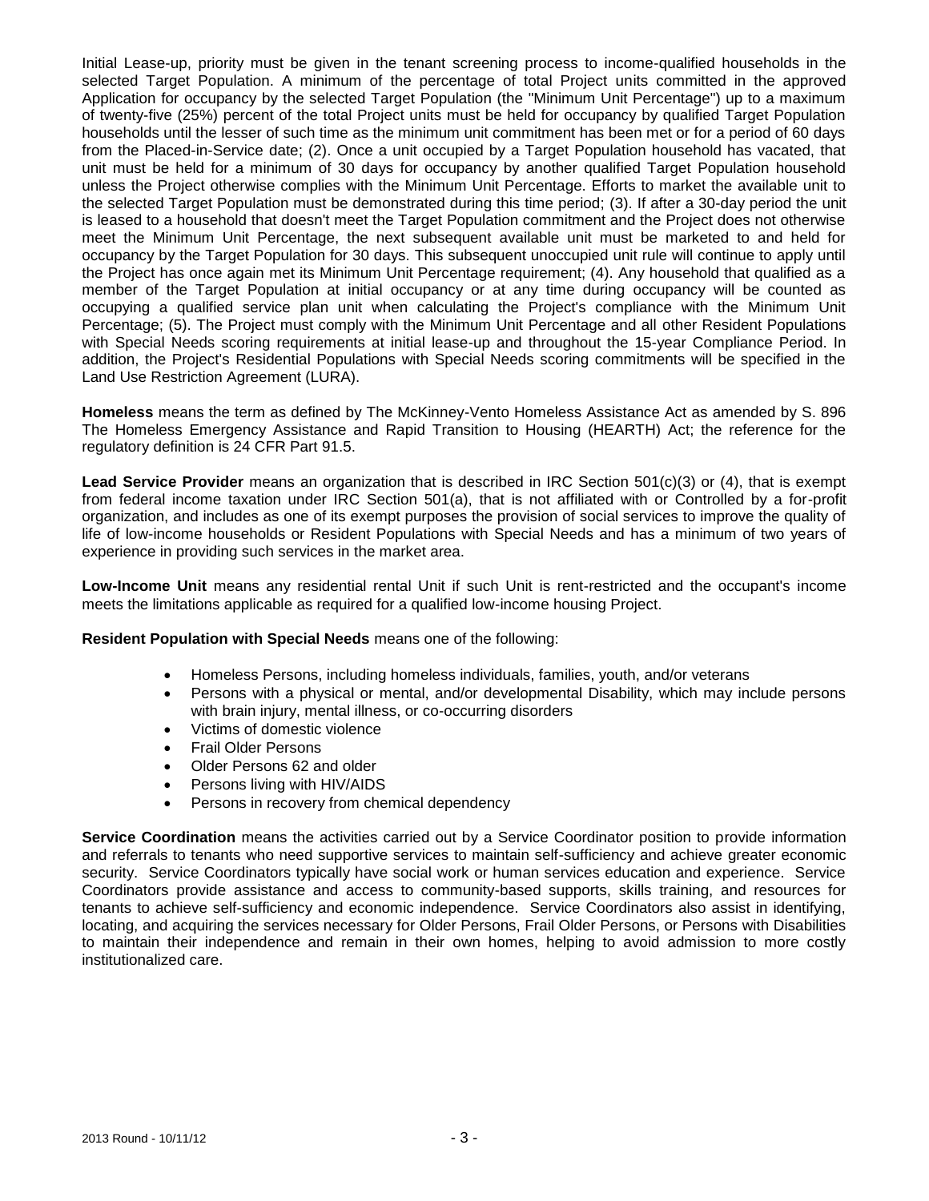Initial Lease-up, priority must be given in the tenant screening process to income-qualified households in the selected Target Population. A minimum of the percentage of total Project units committed in the approved Application for occupancy by the selected Target Population (the "Minimum Unit Percentage") up to a maximum of twenty-five (25%) percent of the total Project units must be held for occupancy by qualified Target Population households until the lesser of such time as the minimum unit commitment has been met or for a period of 60 days from the Placed-in-Service date; (2). Once a unit occupied by a Target Population household has vacated, that unit must be held for a minimum of 30 days for occupancy by another qualified Target Population household unless the Project otherwise complies with the Minimum Unit Percentage. Efforts to market the available unit to the selected Target Population must be demonstrated during this time period; (3). If after a 30-day period the unit is leased to a household that doesn't meet the Target Population commitment and the Project does not otherwise meet the Minimum Unit Percentage, the next subsequent available unit must be marketed to and held for occupancy by the Target Population for 30 days. This subsequent unoccupied unit rule will continue to apply until the Project has once again met its Minimum Unit Percentage requirement; (4). Any household that qualified as a member of the Target Population at initial occupancy or at any time during occupancy will be counted as occupying a qualified service plan unit when calculating the Project's compliance with the Minimum Unit Percentage; (5). The Project must comply with the Minimum Unit Percentage and all other Resident Populations with Special Needs scoring requirements at initial lease-up and throughout the 15-year Compliance Period. In addition, the Project's Residential Populations with Special Needs scoring commitments will be specified in the Land Use Restriction Agreement (LURA).

**Homeless** means the term as defined by The McKinney-Vento Homeless Assistance Act as amended by S. 896 The Homeless Emergency Assistance and Rapid Transition to Housing (HEARTH) Act; the reference for the regulatory definition is 24 CFR Part 91.5.

**Lead Service Provider** means an organization that is described in IRC Section 501(c)(3) or (4), that is exempt from federal income taxation under IRC Section 501(a), that is not affiliated with or Controlled by a for-profit organization, and includes as one of its exempt purposes the provision of social services to improve the quality of life of low-income households or Resident Populations with Special Needs and has a minimum of two years of experience in providing such services in the market area.

**Low-Income Unit** means any residential rental Unit if such Unit is rent-restricted and the occupant's income meets the limitations applicable as required for a qualified low-income housing Project.

**Resident Population with Special Needs** means one of the following:

- Homeless Persons, including homeless individuals, families, youth, and/or veterans
- Persons with a physical or mental, and/or developmental Disability, which may include persons with brain injury, mental illness, or co-occurring disorders
- Victims of domestic violence
- Frail Older Persons
- Older Persons 62 and older
- Persons living with HIV/AIDS
- Persons in recovery from chemical dependency

**Service Coordination** means the activities carried out by a Service Coordinator position to provide information and referrals to tenants who need supportive services to maintain self-sufficiency and achieve greater economic security. Service Coordinators typically have social work or human services education and experience. Service Coordinators provide assistance and access to community-based supports, skills training, and resources for tenants to achieve self-sufficiency and economic independence. Service Coordinators also assist in identifying, locating, and acquiring the services necessary for Older Persons, Frail Older Persons, or Persons with Disabilities to maintain their independence and remain in their own homes, helping to avoid admission to more costly institutionalized care.